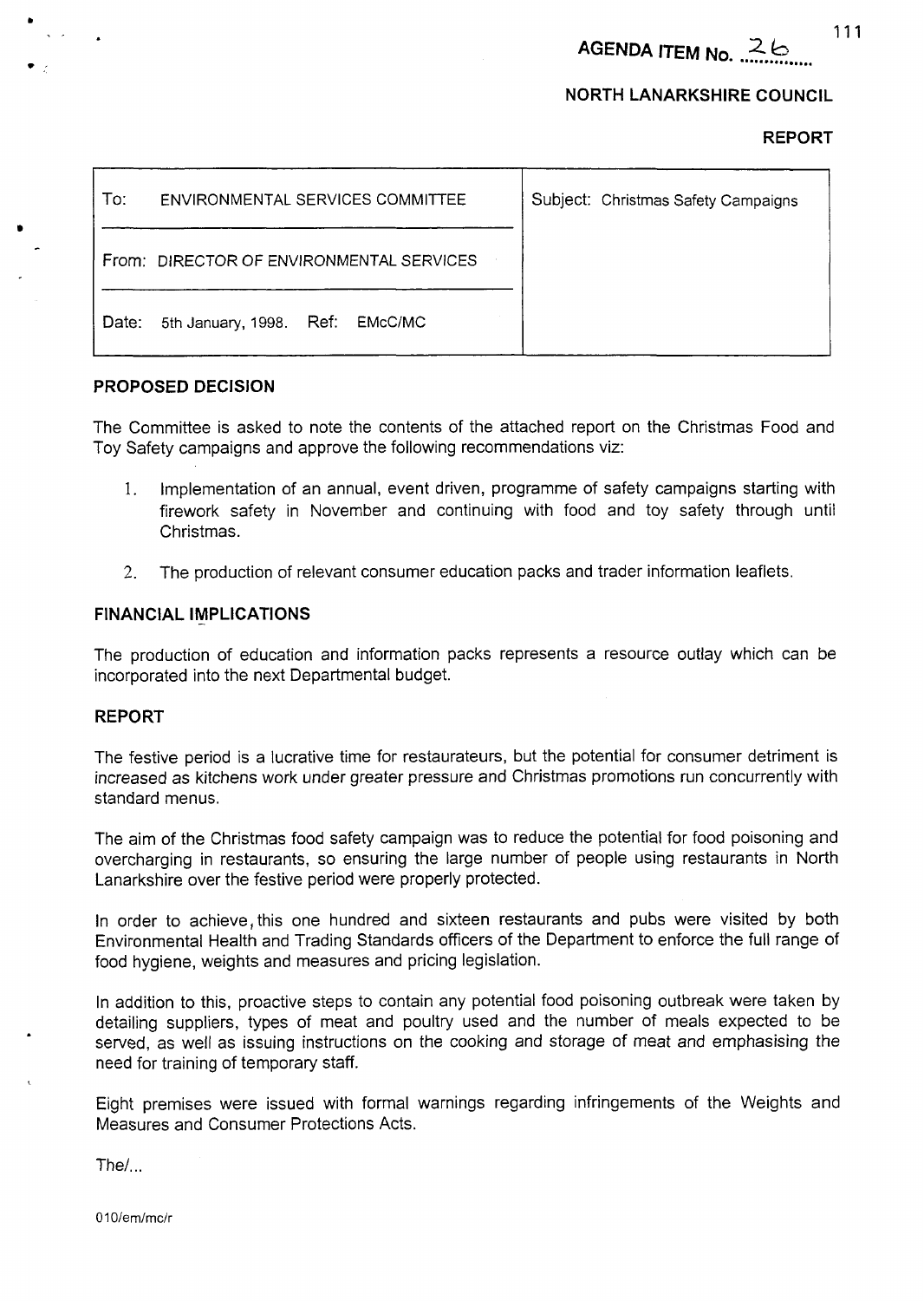**AGENDA ITEM No. 26**

**NORTH LANARKSHIRE COUNCIL**

**REPORT**

| | |
|---|---|
| To: ENVIRONMENTAL SERVICES COMMITTEE | Subject: Christmas Safety Campaigns |
| From: DIRECTOR OF ENVIRONMENTAL SERVICES | |
| Date: 5th January, 1998. Ref: EMcC/MC | |

## PROPOSED DECISION

The Committee is asked to note the contents of the attached report on the Christmas Food and Toy Safety campaigns and approve the following recommendations viz:

1. Implementation of an annual, event driven, programme of safety campaigns starting with firework safety in November and continuing with food and toy safety through until Christmas.
2. The production of relevant consumer education packs and trader information leaflets.

## FINANCIAL IMPLICATIONS

The production of education and information packs represents a resource outlay which can be incorporated into the next Departmental budget.

## REPORT

The festive period is a lucrative time for restaurateurs, but the potential for consumer detriment is increased as kitchens work under greater pressure and Christmas promotions run concurrently with standard menus.

The aim of the Christmas food safety campaign was to reduce the potential for food poisoning and overcharging in restaurants, so ensuring the large number of people using restaurants in North Lanarkshire over the festive period were properly protected.

In order to achieve, this one hundred and sixteen restaurants and pubs were visited by both Environmental Health and Trading Standards officers of the Department to enforce the full range of food hygiene, weights and measures and pricing legislation.

In addition to this, proactive steps to contain any potential food poisoning outbreak were taken by detailing suppliers, types of meat and poultry used and the number of meals expected to be served, as well as issuing instructions on the cooking and storage of meat and emphasising the need for training of temporary staff.

Eight premises were issued with formal warnings regarding infringements of the Weights and Measures and Consumer Protections Acts.

The/...

010/em/mc/r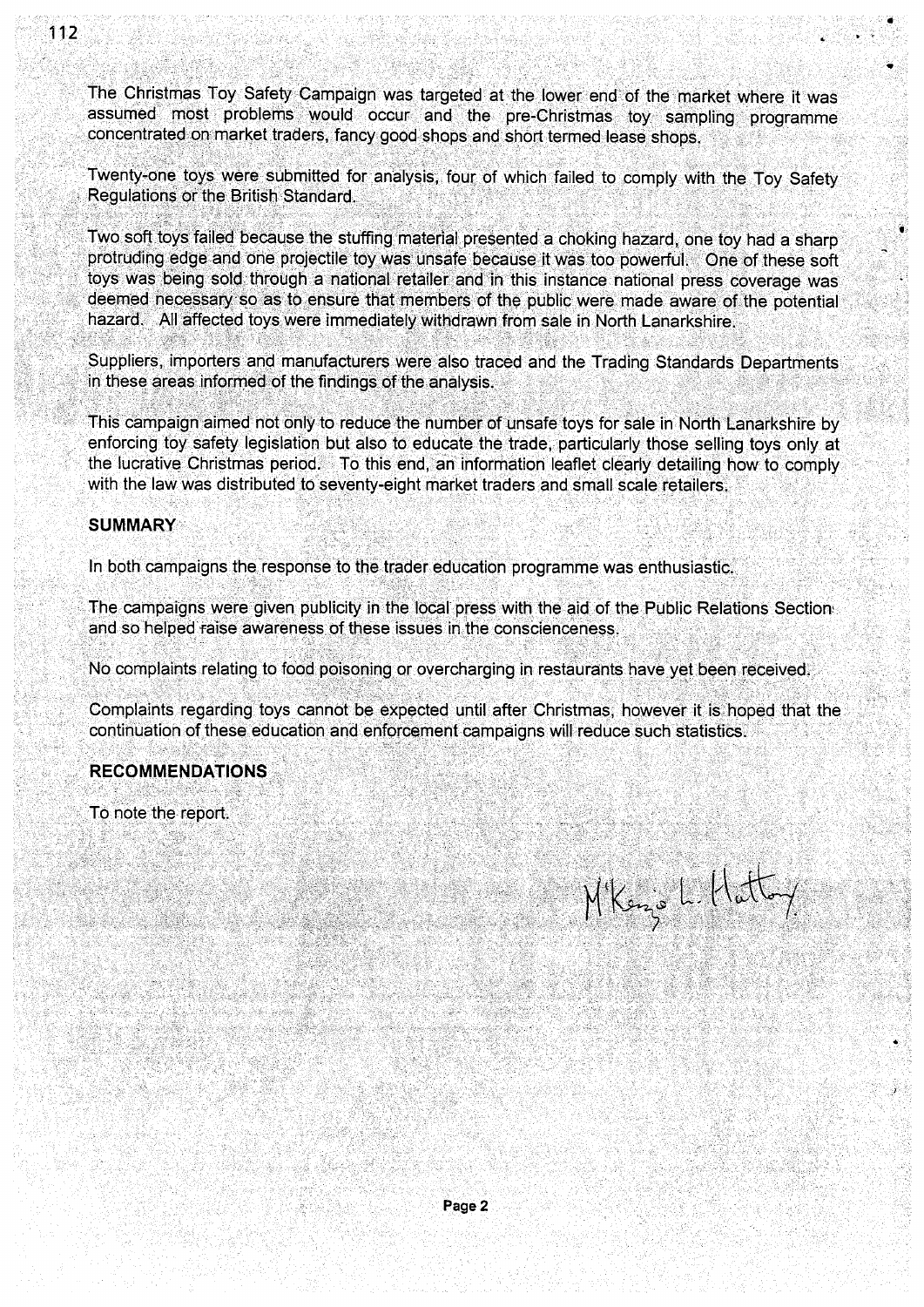The Christmas Toy Safety Campaign was targeted at the lower end of the market where it was assumed most problems would occur and the pre-Christmas toy sampling programme concentrated on market traders, fancy good shops and short termed lease shops.

Twenty-one toys were submitted for analysis, four of which failed to comply with the Toy Safety Regulations or the British Standard.

Two soft toys failed because the stuffing material presented a choking hazard, one toy had a sharp protruding edge and one projectile toy was unsafe because it was too powerful. One of these soft toys was being sold through a national retailer and in this instance national press coverage was deemed necessary so as to ensure that members of the public were made aware of the potential hazard. All affected toys were immediately withdrawn from sale in North Lanarkshire.

Suppliers, importers and manufacturers were also traced and the Trading Standards Departments in these areas informed of the findings of the analysis.

This campaign aimed not only to reduce the number of unsafe toys for sale in North Lanarkshire by enforcing toy safety legislation but also to educate the trade, particularly those selling toys only at the lucrative Christmas period. To this end, an information leaflet clearly detailing how to comply with the law was distributed to seventy-eight market traders and small scale retailers.

## SUMMARY

In both campaigns the response to the trader education programme was enthusiastic.

The campaigns were given publicity in the local press with the aid of the Public Relations Section and so helped raise awareness of these issues in the consciencenes.

No complaints relating to food poisoning or overcharging in restaurants have yet been received.

Complaints regarding toys cannot be expected until after Christmas, however it is hoped that the continuation of these education and enforcement campaigns will reduce such statistics.

## RECOMMENDATIONS

To note the report.

M'Kenzie L. Hattery